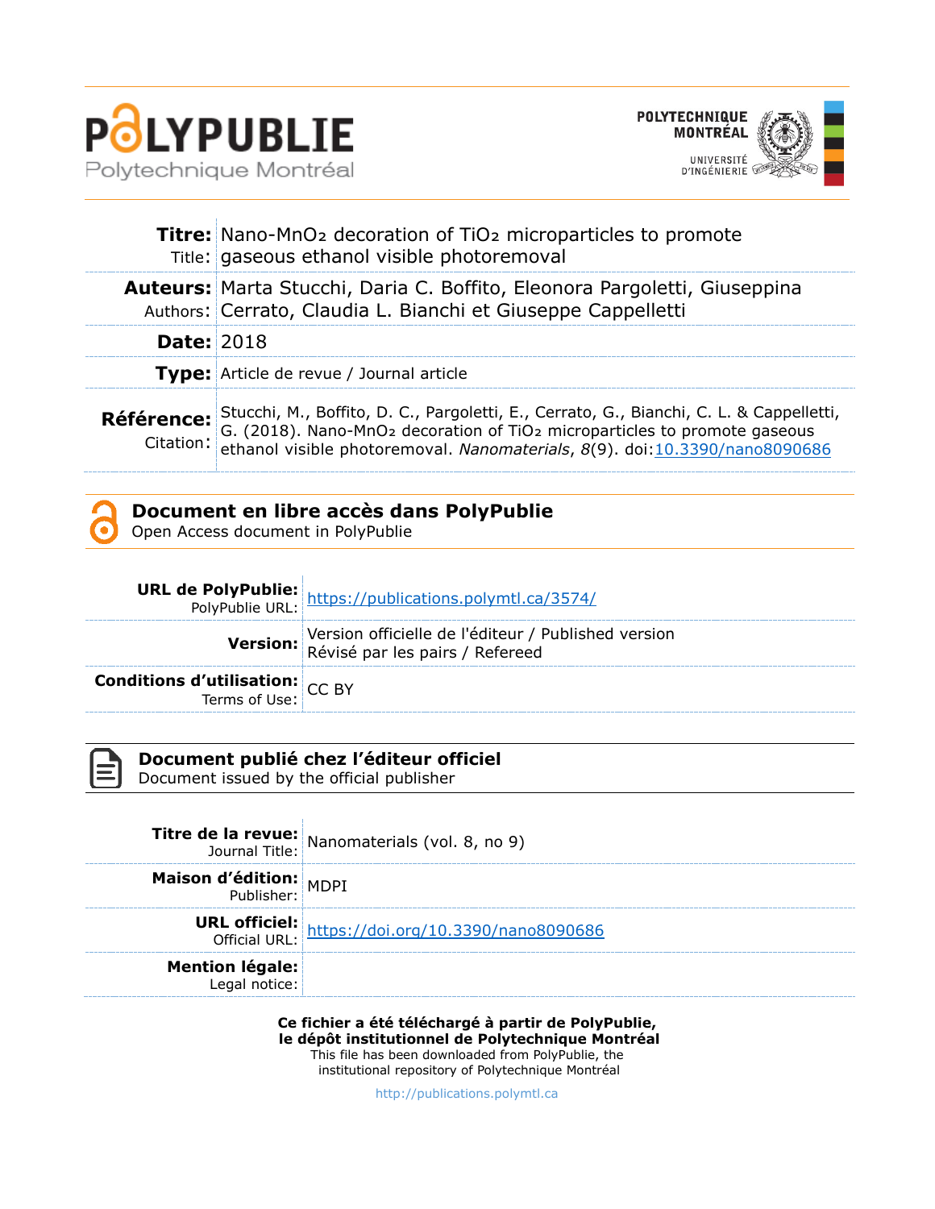# POLYPUBLIE

Polytechnique Montréal

POLYTECHNIQUE MONTRÉAL

UNIVERSITÉ D'INGÉNIERIE

| | |
|---|---|
| **Titre:** Title: | Nano-$MnO_2$ decoration of $TiO_2$ microparticles to promote gaseous ethanol visible photoremoval |
| **Auteurs:** Authors: | Marta Stucchi, Daria C. Boffito, Eleonora Pargoletti, Giuseppina Cerrato, Claudia L. Bianchi et Giuseppe Cappelletti |
| **Date:** | 2018 |
| **Type:** | Article de revue / Journal article |
| **Référence:** Citation: | Stucchi, M., Boffito, D. C., Pargoletti, E., Cerrato, G., Bianchi, C. L. & Cappelletti, G. (2018). Nano-$MnO_2$ decoration of $TiO_2$ microparticles to promote gaseous ethanol visible photoremoval. *Nanomaterials*, *8*(9). doi:10.3390/nano8090686 |

## Document en libre accès dans PolyPublie
Open Access document in PolyPublie

| | |
|---|---|
| **URL de PolyPublie:** PolyPublie URL: | https://publications.polymtl.ca/3574/ |
| **Version:** | Version officielle de l'éditeur / Published version<br>Révisé par les pairs / Refereed |
| **Conditions d'utilisation:** Terms of Use: | CC BY |

## Document publié chez l'éditeur officiel
Document issued by the official publisher

| | |
|---|---|
| **Titre de la revue:** Journal Title: | Nanomaterials (vol. 8, no 9) |
| **Maison d'édition:** Publisher: | MDPI |
| **URL officiel:** Official URL: | https://doi.org/10.3390/nano8090686 |
| **Mention légale:** Legal notice: | |

**Ce fichier a été téléchargé à partir de PolyPublie, le dépôt institutionnel de Polytechnique Montréal**

This file has been downloaded from PolyPublie, the institutional repository of Polytechnique Montréal

http://publications.polymtl.ca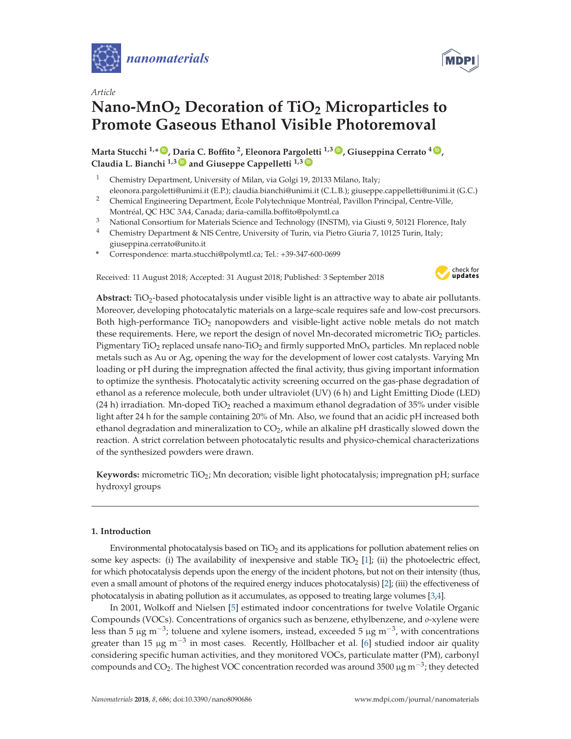Article

# Nano-$MnO_2$ Decoration of $TiO_2$ Microparticles to Promote Gaseous Ethanol Visible Photoremoval

**Marta Stucchi [1,*], Daria C. Boffito [2], Eleonora Pargoletti [1,3], Giuseppina Cerrato [4], Claudia L. Bianchi [1,3] and Giuseppe Cappelletti [1,3]**

[1] Chemistry Department, University of Milan, via Golgi 19, 20133 Milano, Italy; eleonora.pargoletti@unimi.it (E.P.); claudia.bianchi@unimi.it (C.L.B.); giuseppe.cappelletti@unimi.it (G.C.)

[2] Chemical Engineering Department, Ècole Polytechnique Montréal, Pavillon Principal, Centre-Ville, Montréal, QC H3C 3A4, Canada; daria-camilla.boffito@polymtl.ca

[3] National Consortium for Materials Science and Technology (INSTM), via Giusti 9, 50121 Florence, Italy

[4] Chemistry Department & NIS Centre, University of Turin, via Pietro Giuria 7, 10125 Turin, Italy; giuseppina.cerrato@unito.it

\* Correspondence: marta.stucchi@polymtl.ca; Tel.: +39-347-600-0699

Received: 11 August 2018; Accepted: 31 August 2018; Published: 3 September 2018

**Abstract:** $TiO_2$-based photocatalysis under visible light is an attractive way to abate air pollutants. Moreover, developing photocatalytic materials on a large-scale requires safe and low-cost precursors. Both high-performance $TiO_2$ nanopowders and visible-light active noble metals do not match these requirements. Here, we report the design of novel Mn-decorated micrometric $TiO_2$ particles. Pigmentary $TiO_2$ replaced unsafe nano-$TiO_2$ and firmly supported $MnO_x$ particles. Mn replaced noble metals such as Au or Ag, opening the way for the development of lower cost catalysts. Varying Mn loading or pH during the impregnation affected the final activity, thus giving important information to optimize the synthesis. Photocatalytic activity screening occurred on the gas-phase degradation of ethanol as a reference molecule, both under ultraviolet (UV) (6 h) and Light Emitting Diode (LED) (24 h) irradiation. Mn-doped $TiO_2$ reached a maximum ethanol degradation of 35% under visible light after 24 h for the sample containing 20% of Mn. Also, we found that an acidic pH increased both ethanol degradation and mineralization to $CO_2$, while an alkaline pH drastically slowed down the reaction. A strict correlation between photocatalytic results and physico-chemical characterizations of the synthesized powders were drawn.

**Keywords:** micrometric $TiO_2$; Mn decoration; visible light photocatalysis; impregnation pH; surface hydroxyl groups

## 1. Introduction

Environmental photocatalysis based on $TiO_2$ and its applications for pollution abatement relies on some key aspects: (i) The availability of inexpensive and stable $TiO_2$ [1]; (ii) the photoelectric effect, for which photocatalysis depends upon the energy of the incident photons, but not on their intensity (thus, even a small amount of photons of the required energy induces photocatalysis) [2]; (iii) the effectiveness of photocatalysis in abating pollution as it accumulates, as opposed to treating large volumes [3,4].

In 2001, Wolkoff and Nielsen [5] estimated indoor concentrations for twelve Volatile Organic Compounds (VOCs). Concentrations of organics such as benzene, ethylbenzene, and *o*-xylene were less than 5 μg $m^{-3}$; toluene and xylene isomers, instead, exceeded 5 μg $m^{-3}$, with concentrations greater than 15 μg $m^{-3}$ in most cases. Recently, Höllbacher et al. [6] studied indoor air quality considering specific human activities, and they monitored VOCs, particulate matter (PM), carbonyl compounds and $CO_2$. The highest VOC concentration recorded was around 3500 μg $m^{-3}$; they detected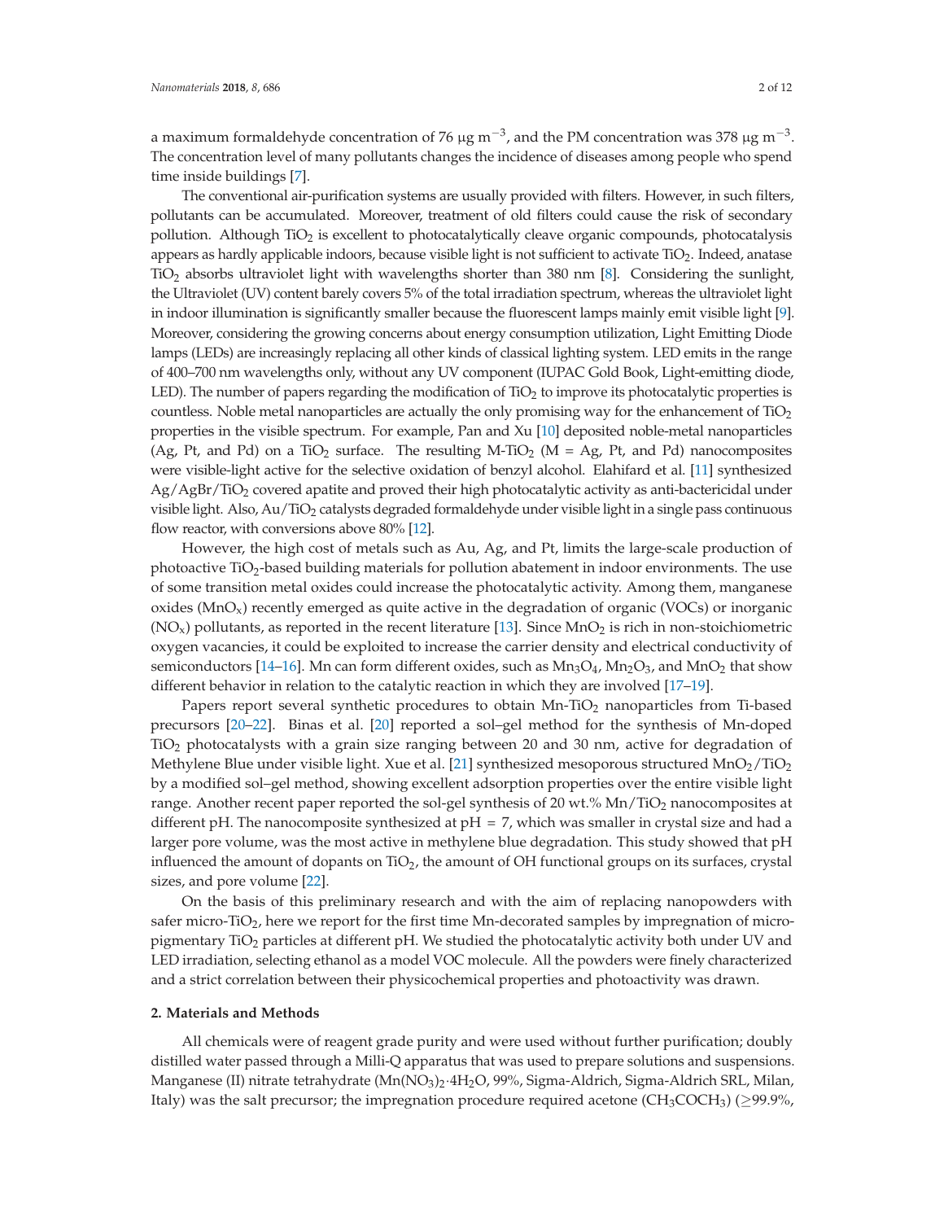a maximum formaldehyde concentration of 76 μg $m^{-3}$, and the PM concentration was 378 μg $m^{-3}$. The concentration level of many pollutants changes the incidence of diseases among people who spend time inside buildings [7].

The conventional air-purification systems are usually provided with filters. However, in such filters, pollutants can be accumulated. Moreover, treatment of old filters could cause the risk of secondary pollution. Although $TiO_2$ is excellent to photocatalytically cleave organic compounds, photocatalysis appears as hardly applicable indoors, because visible light is not sufficient to activate $TiO_2$. Indeed, anatase $TiO_2$ absorbs ultraviolet light with wavelengths shorter than 380 nm [8]. Considering the sunlight, the Ultraviolet (UV) content barely covers 5% of the total irradiation spectrum, whereas the ultraviolet light in indoor illumination is significantly smaller because the fluorescent lamps mainly emit visible light [9]. Moreover, considering the growing concerns about energy consumption utilization, Light Emitting Diode lamps (LEDs) are increasingly replacing all other kinds of classical lighting system. LED emits in the range of 400–700 nm wavelengths only, without any UV component (IUPAC Gold Book, Light-emitting diode, LED). The number of papers regarding the modification of $TiO_2$ to improve its photocatalytic properties is countless. Noble metal nanoparticles are actually the only promising way for the enhancement of $TiO_2$ properties in the visible spectrum. For example, Pan and Xu [10] deposited noble-metal nanoparticles (Ag, Pt, and Pd) on a $TiO_2$ surface. The resulting M-$TiO_2$ (M = Ag, Pt, and Pd) nanocomposites were visible-light active for the selective oxidation of benzyl alcohol. Elahifard et al. [11] synthesized Ag/AgBr/$TiO_2$ covered apatite and proved their high photocatalytic activity as anti-bactericidal under visible light. Also, Au/$TiO_2$ catalysts degraded formaldehyde under visible light in a single pass continuous flow reactor, with conversions above 80% [12].

However, the high cost of metals such as Au, Ag, and Pt, limits the large-scale production of photoactive $TiO_2$-based building materials for pollution abatement in indoor environments. The use of some transition metal oxides could increase the photocatalytic activity. Among them, manganese oxides ($MnO_x$) recently emerged as quite active in the degradation of organic (VOCs) or inorganic ($NO_x$) pollutants, as reported in the recent literature [13]. Since $MnO_2$ is rich in non-stoichiometric oxygen vacancies, it could be exploited to increase the carrier density and electrical conductivity of semiconductors [14–16]. Mn can form different oxides, such as $Mn_3O_4$, $Mn_2O_3$, and $MnO_2$ that show different behavior in relation to the catalytic reaction in which they are involved [17–19].

Papers report several synthetic procedures to obtain Mn-$TiO_2$ nanoparticles from Ti-based precursors [20–22]. Binas et al. [20] reported a sol–gel method for the synthesis of Mn-doped $TiO_2$ photocatalysts with a grain size ranging between 20 and 30 nm, active for degradation of Methylene Blue under visible light. Xue et al. [21] synthesized mesoporous structured $MnO_2$/$TiO_2$ by a modified sol–gel method, showing excellent adsorption properties over the entire visible light range. Another recent paper reported the sol-gel synthesis of 20 wt.% Mn/$TiO_2$ nanocomposites at different pH. The nanocomposite synthesized at pH = 7, which was smaller in crystal size and had a larger pore volume, was the most active in methylene blue degradation. This study showed that pH influenced the amount of dopants on $TiO_2$, the amount of OH functional groups on its surfaces, crystal sizes, and pore volume [22].

On the basis of this preliminary research and with the aim of replacing nanopowders with safer micro-$TiO_2$, here we report for the first time Mn-decorated samples by impregnation of micro-pigmentary $TiO_2$ particles at different pH. We studied the photocatalytic activity both under UV and LED irradiation, selecting ethanol as a model VOC molecule. All the powders were finely characterized and a strict correlation between their physicochemical properties and photoactivity was drawn.

## 2. Materials and Methods

All chemicals were of reagent grade purity and were used without further purification; doubly distilled water passed through a Milli-Q apparatus that was used to prepare solutions and suspensions. Manganese (II) nitrate tetrahydrate ($Mn(NO_3)_2 \cdot 4H_2O$, 99%, Sigma-Aldrich, Sigma-Aldrich SRL, Milan, Italy) was the salt precursor; the impregnation procedure required acetone ($CH_3COCH_3$) (≥99.9%,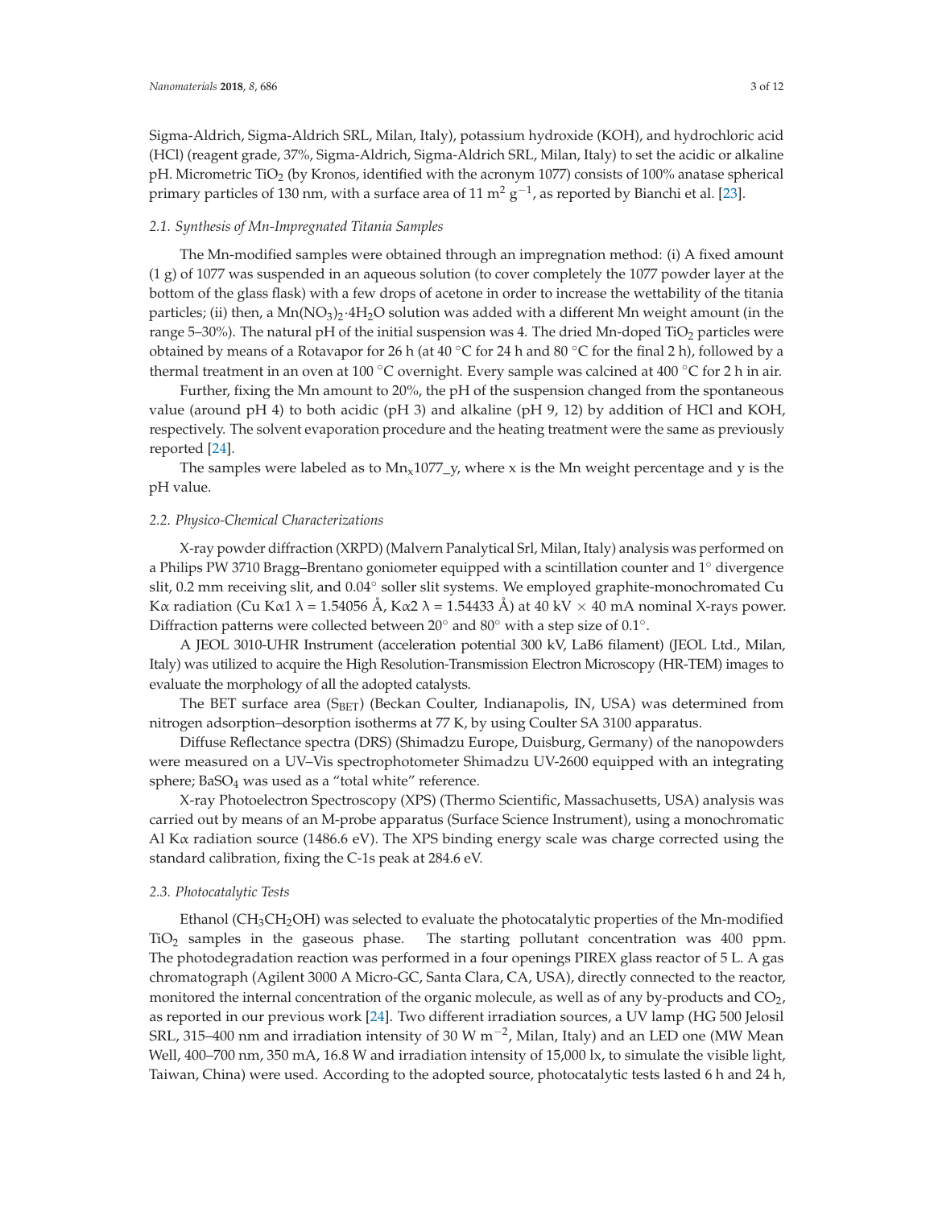Sigma-Aldrich, Sigma-Aldrich SRL, Milan, Italy), potassium hydroxide (KOH), and hydrochloric acid (HCl) (reagent grade, 37%, Sigma-Aldrich, Sigma-Aldrich SRL, Milan, Italy) to set the acidic or alkaline pH. Micrometric $TiO_2$ (by Kronos, identified with the acronym 1077) consists of 100% anatase spherical primary particles of 130 nm, with a surface area of 11 $m^2\ g^{-1}$, as reported by Bianchi et al. [23].

### 2.1. Synthesis of Mn-Impregnated Titania Samples

The Mn-modified samples were obtained through an impregnation method: (i) A fixed amount (1 g) of 1077 was suspended in an aqueous solution (to cover completely the 1077 powder layer at the bottom of the glass flask) with a few drops of acetone in order to increase the wettability of the titania particles; (ii) then, a $Mn(NO_3)_2 \cdot 4H_2O$ solution was added with a different Mn weight amount (in the range 5–30%). The natural pH of the initial suspension was 4. The dried Mn-doped $TiO_2$ particles were obtained by means of a Rotavapor for 26 h (at 40 °C for 24 h and 80 °C for the final 2 h), followed by a thermal treatment in an oven at 100 °C overnight. Every sample was calcined at 400 °C for 2 h in air.

Further, fixing the Mn amount to 20%, the pH of the suspension changed from the spontaneous value (around pH 4) to both acidic (pH 3) and alkaline (pH 9, 12) by addition of HCl and KOH, respectively. The solvent evaporation procedure and the heating treatment were the same as previously reported [24].

The samples were labeled as to $Mn_x$1077_y, where x is the Mn weight percentage and y is the pH value.

### 2.2. Physico-Chemical Characterizations

X-ray powder diffraction (XRPD) (Malvern Panalytical Srl, Milan, Italy) analysis was performed on a Philips PW 3710 Bragg–Brentano goniometer equipped with a scintillation counter and 1° divergence slit, 0.2 mm receiving slit, and 0.04° soller slit systems. We employed graphite-monochromated Cu Kα radiation (Cu Kα1 λ = 1.54056 Å, Kα2 λ = 1.54433 Å) at 40 kV × 40 mA nominal X-rays power. Diffraction patterns were collected between 20° and 80° with a step size of 0.1°.

A JEOL 3010-UHR Instrument (acceleration potential 300 kV, LaB6 filament) (JEOL Ltd., Milan, Italy) was utilized to acquire the High Resolution-Transmission Electron Microscopy (HR-TEM) images to evaluate the morphology of all the adopted catalysts.

The BET surface area ($S_{BET}$) (Beckan Coulter, Indianapolis, IN, USA) was determined from nitrogen adsorption–desorption isotherms at 77 K, by using Coulter SA 3100 apparatus.

Diffuse Reflectance spectra (DRS) (Shimadzu Europe, Duisburg, Germany) of the nanopowders were measured on a UV–Vis spectrophotometer Shimadzu UV-2600 equipped with an integrating sphere; $BaSO_4$ was used as a "total white" reference.

X-ray Photoelectron Spectroscopy (XPS) (Thermo Scientific, Massachusetts, USA) analysis was carried out by means of an M-probe apparatus (Surface Science Instrument), using a monochromatic Al Kα radiation source (1486.6 eV). The XPS binding energy scale was charge corrected using the standard calibration, fixing the C-1s peak at 284.6 eV.

### 2.3. Photocatalytic Tests

Ethanol ($CH_3CH_2OH$) was selected to evaluate the photocatalytic properties of the Mn-modified $TiO_2$ samples in the gaseous phase. The starting pollutant concentration was 400 ppm. The photodegradation reaction was performed in a four openings PIREX glass reactor of 5 L. A gas chromatograph (Agilent 3000 A Micro-GC, Santa Clara, CA, USA), directly connected to the reactor, monitored the internal concentration of the organic molecule, as well as of any by-products and $CO_2$, as reported in our previous work [24]. Two different irradiation sources, a UV lamp (HG 500 Jelosil SRL, 315–400 nm and irradiation intensity of 30 W $m^{-2}$, Milan, Italy) and an LED one (MW Mean Well, 400–700 nm, 350 mA, 16.8 W and irradiation intensity of 15,000 lx, to simulate the visible light, Taiwan, China) were used. According to the adopted source, photocatalytic tests lasted 6 h and 24 h,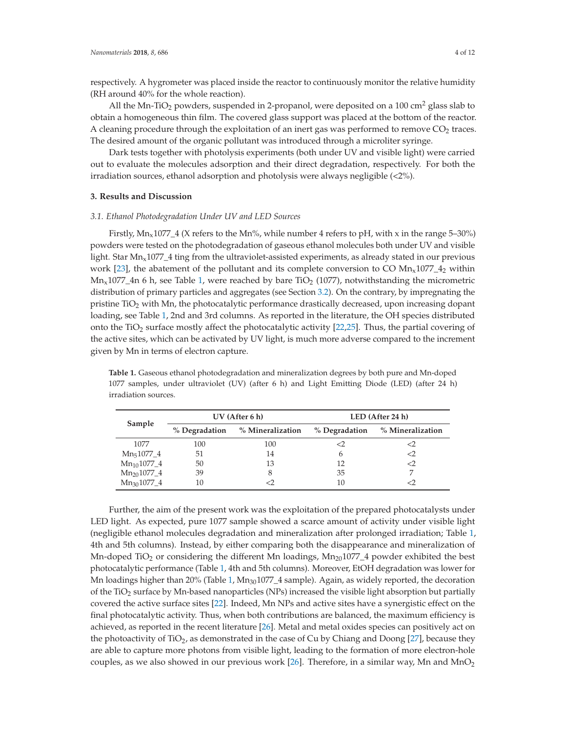respectively. A hygrometer was placed inside the reactor to continuously monitor the relative humidity (RH around 40% for the whole reaction).

All the Mn-$TiO_2$ powders, suspended in 2-propanol, were deposited on a 100 $cm^2$ glass slab to obtain a homogeneous thin film. The covered glass support was placed at the bottom of the reactor. A cleaning procedure through the exploitation of an inert gas was performed to remove $CO_2$ traces. The desired amount of the organic pollutant was introduced through a microliter syringe.

Dark tests together with photolysis experiments (both under UV and visible light) were carried out to evaluate the molecules adsorption and their direct degradation, respectively. For both the irradiation sources, ethanol adsorption and photolysis were always negligible (<2%).

## 3. Results and Discussion

### *3.1. Ethanol Photodegradation Under UV and LED Sources*

Firstly, $Mn_x$1077_4 (X refers to the Mn%, while number 4 refers to pH, with x in the range 5–30%) powders were tested on the photodegradation of gaseous ethanol molecules both under UV and visible light. Star $Mn_x$1077_4 ting from the ultraviolet-assisted experiments, as already stated in our previous work [23], the abatement of the pollutant and its complete conversion to CO $Mn_x$1077_$4_2$ within $Mn_x$1077_4n 6 h, see Table 1, were reached by bare $TiO_2$ (1077), notwithstanding the micrometric distribution of primary particles and aggregates (see Section 3.2). On the contrary, by impregnating the pristine $TiO_2$ with Mn, the photocatalytic performance drastically decreased, upon increasing dopant loading, see Table 1, 2nd and 3rd columns. As reported in the literature, the OH species distributed onto the $TiO_2$ surface mostly affect the photocatalytic activity [22,25]. Thus, the partial covering of the active sites, which can be activated by UV light, is much more adverse compared to the increment given by Mn in terms of electron capture.

**Table 1.** Gaseous ethanol photodegradation and mineralization degrees by both pure and Mn-doped 1077 samples, under ultraviolet (UV) (after 6 h) and Light Emitting Diode (LED) (after 24 h) irradiation sources.

| Sample | UV (After 6 h) | | LED (After 24 h) | |
|---|---|---|---|---|
| | % Degradation | % Mineralization | % Degradation | % Mineralization |
| 1077 | 100 | 100 | <2 | <2 |
| $Mn_5$1077_4 | 51 | 14 | 6 | <2 |
| $Mn_{10}$1077_4 | 50 | 13 | 12 | <2 |
| $Mn_{20}$1077_4 | 39 | 8 | 35 | 7 |
| $Mn_{30}$1077_4 | 10 | <2 | 10 | <2 |

Further, the aim of the present work was the exploitation of the prepared photocatalysts under LED light. As expected, pure 1077 sample showed a scarce amount of activity under visible light (negligible ethanol molecules degradation and mineralization after prolonged irradiation; Table 1, 4th and 5th columns). Instead, by either comparing both the disappearance and mineralization of Mn-doped $TiO_2$ or considering the different Mn loadings, $Mn_{20}$1077_4 powder exhibited the best photocatalytic performance (Table 1, 4th and 5th columns). Moreover, EtOH degradation was lower for Mn loadings higher than 20% (Table 1, $Mn_{30}$1077_4 sample). Again, as widely reported, the decoration of the $TiO_2$ surface by Mn-based nanoparticles (NPs) increased the visible light absorption but partially covered the active surface sites [22]. Indeed, Mn NPs and active sites have a synergistic effect on the final photocatalytic activity. Thus, when both contributions are balanced, the maximum efficiency is achieved, as reported in the recent literature [26]. Metal and metal oxides species can positively act on the photoactivity of $TiO_2$, as demonstrated in the case of Cu by Chiang and Doong [27], because they are able to capture more photons from visible light, leading to the formation of more electron-hole couples, as we also showed in our previous work [26]. Therefore, in a similar way, Mn and $MnO_2$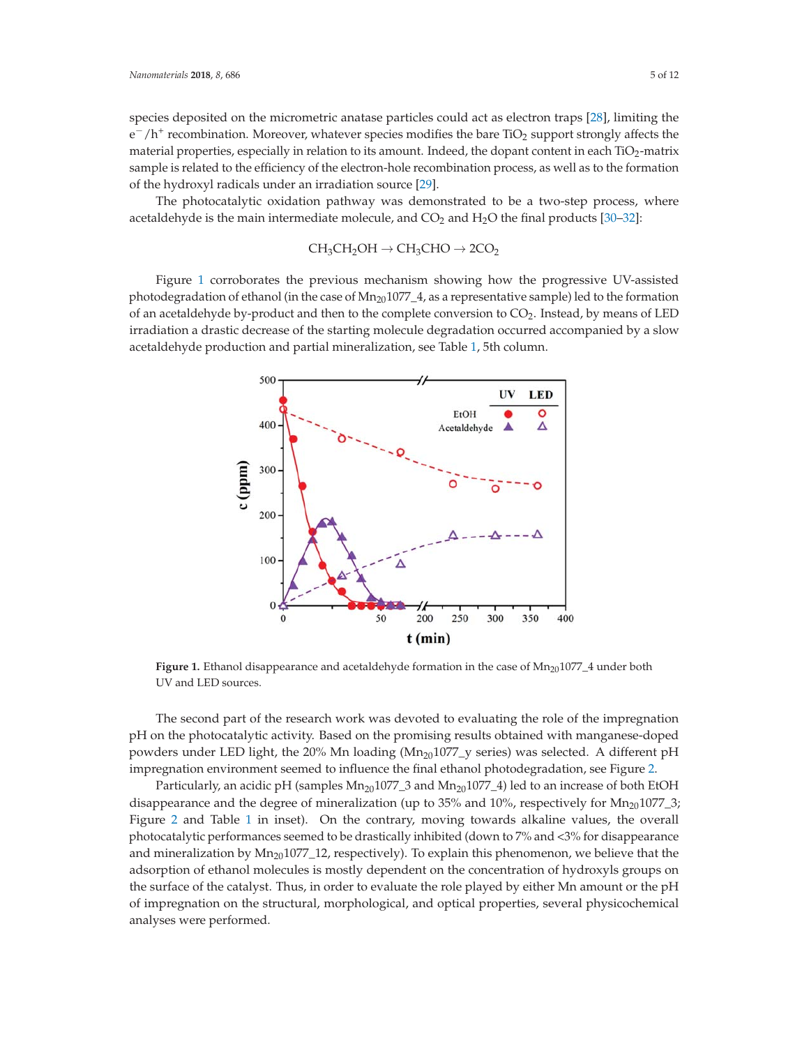species deposited on the micrometric anatase particles could act as electron traps [28], limiting the $e^-/h^+$ recombination. Moreover, whatever species modifies the bare $TiO_2$ support strongly affects the material properties, especially in relation to its amount. Indeed, the dopant content in each $TiO_2$-matrix sample is related to the efficiency of the electron-hole recombination process, as well as to the formation of the hydroxyl radicals under an irradiation source [29].

The photocatalytic oxidation pathway was demonstrated to be a two-step process, where acetaldehyde is the main intermediate molecule, and $CO_2$ and $H_2O$ the final products [30–32]:

$$CH_3CH_2OH \rightarrow CH_3CHO \rightarrow 2CO_2$$

Figure 1 corroborates the previous mechanism showing how the progressive UV-assisted photodegradation of ethanol (in the case of $Mn_{20}$1077_4, as a representative sample) led to the formation of an acetaldehyde by-product and then to the complete conversion to $CO_2$. Instead, by means of LED irradiation a drastic decrease of the starting molecule degradation occurred accompanied by a slow acetaldehyde production and partial mineralization, see Table 1, 5th column.

**Figure 1.** Ethanol disappearance and acetaldehyde formation in the case of $Mn_{20}$1077_4 under both UV and LED sources.

The second part of the research work was devoted to evaluating the role of the impregnation pH on the photocatalytic activity. Based on the promising results obtained with manganese-doped powders under LED light, the 20% Mn loading ($Mn_{20}$1077_y series) was selected. A different pH impregnation environment seemed to influence the final ethanol photodegradation, see Figure 2.

Particularly, an acidic pH (samples $Mn_{20}$1077_3 and $Mn_{20}$1077_4) led to an increase of both EtOH disappearance and the degree of mineralization (up to 35% and 10%, respectively for $Mn_{20}$1077_3; Figure 2 and Table 1 in inset). On the contrary, moving towards alkaline values, the overall photocatalytic performances seemed to be drastically inhibited (down to 7% and <3% for disappearance and mineralization by $Mn_{20}$1077_12, respectively). To explain this phenomenon, we believe that the adsorption of ethanol molecules is mostly dependent on the concentration of hydroxyls groups on the surface of the catalyst. Thus, in order to evaluate the role played by either Mn amount or the pH of impregnation on the structural, morphological, and optical properties, several physicochemical analyses were performed.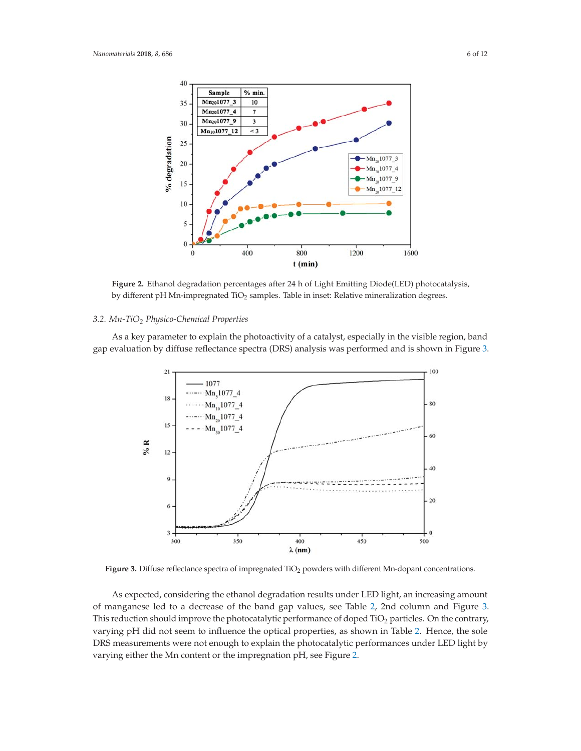**Figure 2.** Ethanol degradation percentages after 24 h of Light Emitting Diode(LED) photocatalysis, by different pH Mn-impregnated $TiO_2$ samples. Table in inset: Relative mineralization degrees.

### 3.2. Mn-$TiO_2$ Physico-Chemical Properties

As a key parameter to explain the photoactivity of a catalyst, especially in the visible region, band gap evaluation by diffuse reflectance spectra (DRS) analysis was performed and is shown in Figure 3.

**Figure 3.** Diffuse reflectance spectra of impregnated $TiO_2$ powders with different Mn-dopant concentrations.

As expected, considering the ethanol degradation results under LED light, an increasing amount of manganese led to a decrease of the band gap values, see Table 2, 2nd column and Figure 3. This reduction should improve the photocatalytic performance of doped $TiO_2$ particles. On the contrary, varying pH did not seem to influence the optical properties, as shown in Table 2. Hence, the sole DRS measurements were not enough to explain the photocatalytic performances under LED light by varying either the Mn content or the impregnation pH, see Figure 2.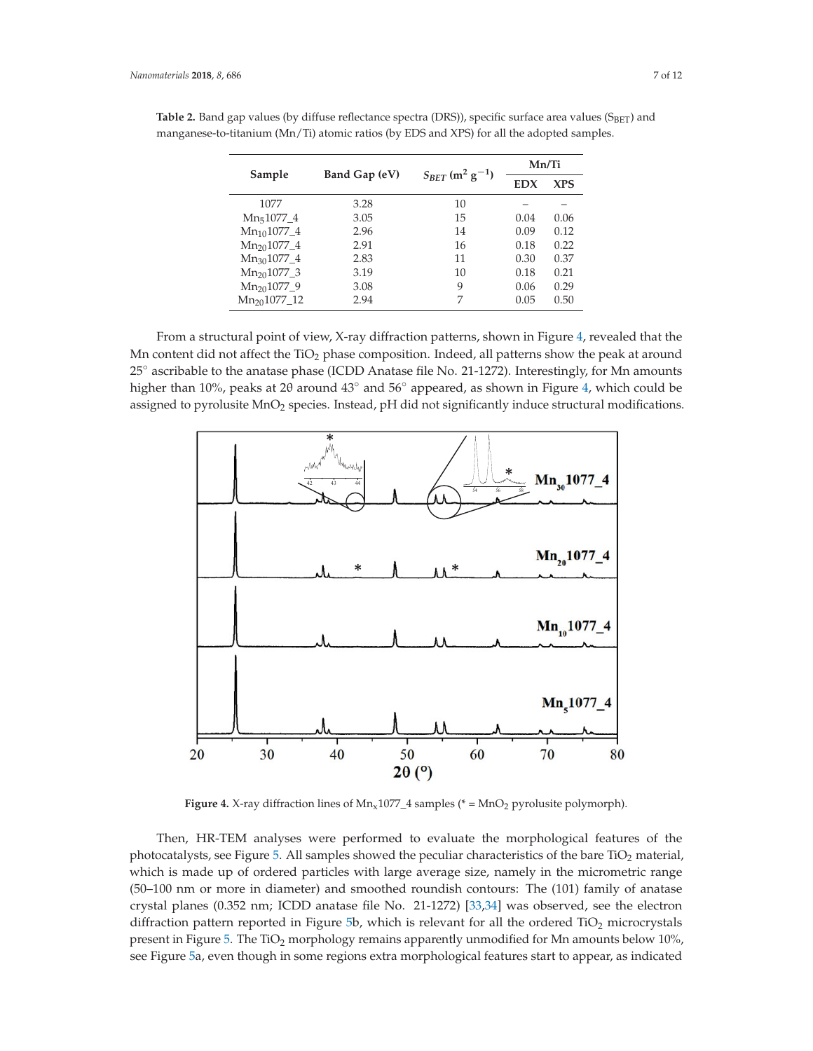**Table 2.** Band gap values (by diffuse reflectance spectra (DRS)), specific surface area values ($S_{BET}$) and manganese-to-titanium (Mn/Ti) atomic ratios (by EDS and XPS) for all the adopted samples.

| Sample | Band Gap (eV) | $S_{BET}$ ($m^2$ $g^{-1}$) | Mn/Ti | |
|---|---|---|---|---|
| | | | EDX | XPS |
| 1077 | 3.28 | 10 | – | – |
| $Mn_5$1077_4 | 3.05 | 15 | 0.04 | 0.06 |
| $Mn_{10}$1077_4 | 2.96 | 14 | 0.09 | 0.12 |
| $Mn_{20}$1077_4 | 2.91 | 16 | 0.18 | 0.22 |
| $Mn_{30}$1077_4 | 2.83 | 11 | 0.30 | 0.37 |
| $Mn_{20}$1077_3 | 3.19 | 10 | 0.18 | 0.21 |
| $Mn_{20}$1077_9 | 3.08 | 9 | 0.06 | 0.29 |
| $Mn_{20}$1077_12 | 2.94 | 7 | 0.05 | 0.50 |

From a structural point of view, X-ray diffraction patterns, shown in Figure 4, revealed that the Mn content did not affect the $TiO_2$ phase composition. Indeed, all patterns show the peak at around 25° ascribable to the anatase phase (ICDD Anatase file No. 21-1272). Interestingly, for Mn amounts higher than 10%, peaks at 2θ around 43° and 56° appeared, as shown in Figure 4, which could be assigned to pyrolusite $MnO_2$ species. Instead, pH did not significantly induce structural modifications.

**Figure 4.** X-ray diffraction lines of $Mn_x$1077_4 samples (* = $MnO_2$ pyrolusite polymorph).

Then, HR-TEM analyses were performed to evaluate the morphological features of the photocatalysts, see Figure 5. All samples showed the peculiar characteristics of the bare $TiO_2$ material, which is made up of ordered particles with large average size, namely in the micrometric range (50–100 nm or more in diameter) and smoothed roundish contours: The (101) family of anatase crystal planes (0.352 nm; ICDD anatase file No. 21-1272) [33,34] was observed, see the electron diffraction pattern reported in Figure 5b, which is relevant for all the ordered $TiO_2$ microcrystals present in Figure 5. The $TiO_2$ morphology remains apparently unmodified for Mn amounts below 10%, see Figure 5a, even though in some regions extra morphological features start to appear, as indicated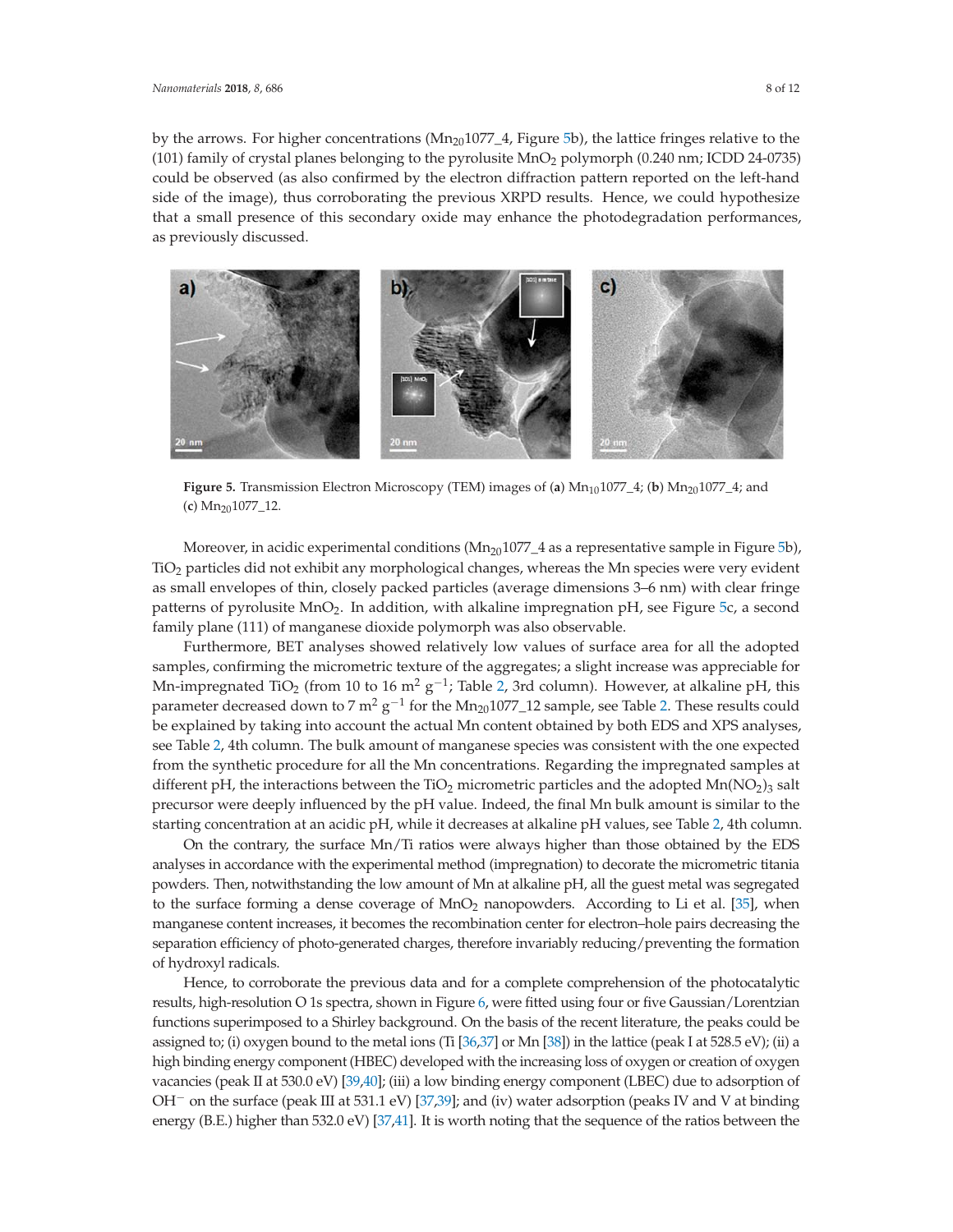by the arrows. For higher concentrations ($Mn_{20}$1077_4, Figure 5b), the lattice fringes relative to the (101) family of crystal planes belonging to the pyrolusite $MnO_2$ polymorph (0.240 nm; ICDD 24-0735) could be observed (as also confirmed by the electron diffraction pattern reported on the left-hand side of the image), thus corroborating the previous XRPD results. Hence, we could hypothesize that a small presence of this secondary oxide may enhance the photodegradation performances, as previously discussed.

**Figure 5.** Transmission Electron Microscopy (TEM) images of (**a**) $Mn_{10}$1077_4; (**b**) $Mn_{20}$1077_4; and (**c**) $Mn_{20}$1077_12.

Moreover, in acidic experimental conditions ($Mn_{20}$1077_4 as a representative sample in Figure 5b), $TiO_2$ particles did not exhibit any morphological changes, whereas the Mn species were very evident as small envelopes of thin, closely packed particles (average dimensions 3–6 nm) with clear fringe patterns of pyrolusite $MnO_2$. In addition, with alkaline impregnation pH, see Figure 5c, a second family plane (111) of manganese dioxide polymorph was also observable.

Furthermore, BET analyses showed relatively low values of surface area for all the adopted samples, confirming the micrometric texture of the aggregates; a slight increase was appreciable for Mn-impregnated $TiO_2$ (from 10 to 16 $m^2\ g^{-1}$; Table 2, 3rd column). However, at alkaline pH, this parameter decreased down to 7 $m^2\ g^{-1}$ for the $Mn_{20}$1077_12 sample, see Table 2. These results could be explained by taking into account the actual Mn content obtained by both EDS and XPS analyses, see Table 2, 4th column. The bulk amount of manganese species was consistent with the one expected from the synthetic procedure for all the Mn concentrations. Regarding the impregnated samples at different pH, the interactions between the $TiO_2$ micrometric particles and the adopted $Mn(NO_2)_3$ salt precursor were deeply influenced by the pH value. Indeed, the final Mn bulk amount is similar to the starting concentration at an acidic pH, while it decreases at alkaline pH values, see Table 2, 4th column.

On the contrary, the surface Mn/Ti ratios were always higher than those obtained by the EDS analyses in accordance with the experimental method (impregnation) to decorate the micrometric titania powders. Then, notwithstanding the low amount of Mn at alkaline pH, all the guest metal was segregated to the surface forming a dense coverage of $MnO_2$ nanopowders. According to Li et al. [35], when manganese content increases, it becomes the recombination center for electron–hole pairs decreasing the separation efficiency of photo-generated charges, therefore invariably reducing/preventing the formation of hydroxyl radicals.

Hence, to corroborate the previous data and for a complete comprehension of the photocatalytic results, high-resolution O 1s spectra, shown in Figure 6, were fitted using four or five Gaussian/Lorentzian functions superimposed to a Shirley background. On the basis of the recent literature, the peaks could be assigned to; (i) oxygen bound to the metal ions (Ti [36,37] or Mn [38]) in the lattice (peak I at 528.5 eV); (ii) a high binding energy component (HBEC) developed with the increasing loss of oxygen or creation of oxygen vacancies (peak II at 530.0 eV) [39,40]; (iii) a low binding energy component (LBEC) due to adsorption of $OH^-$ on the surface (peak III at 531.1 eV) [37,39]; and (iv) water adsorption (peaks IV and V at binding energy (B.E.) higher than 532.0 eV) [37,41]. It is worth noting that the sequence of the ratios between the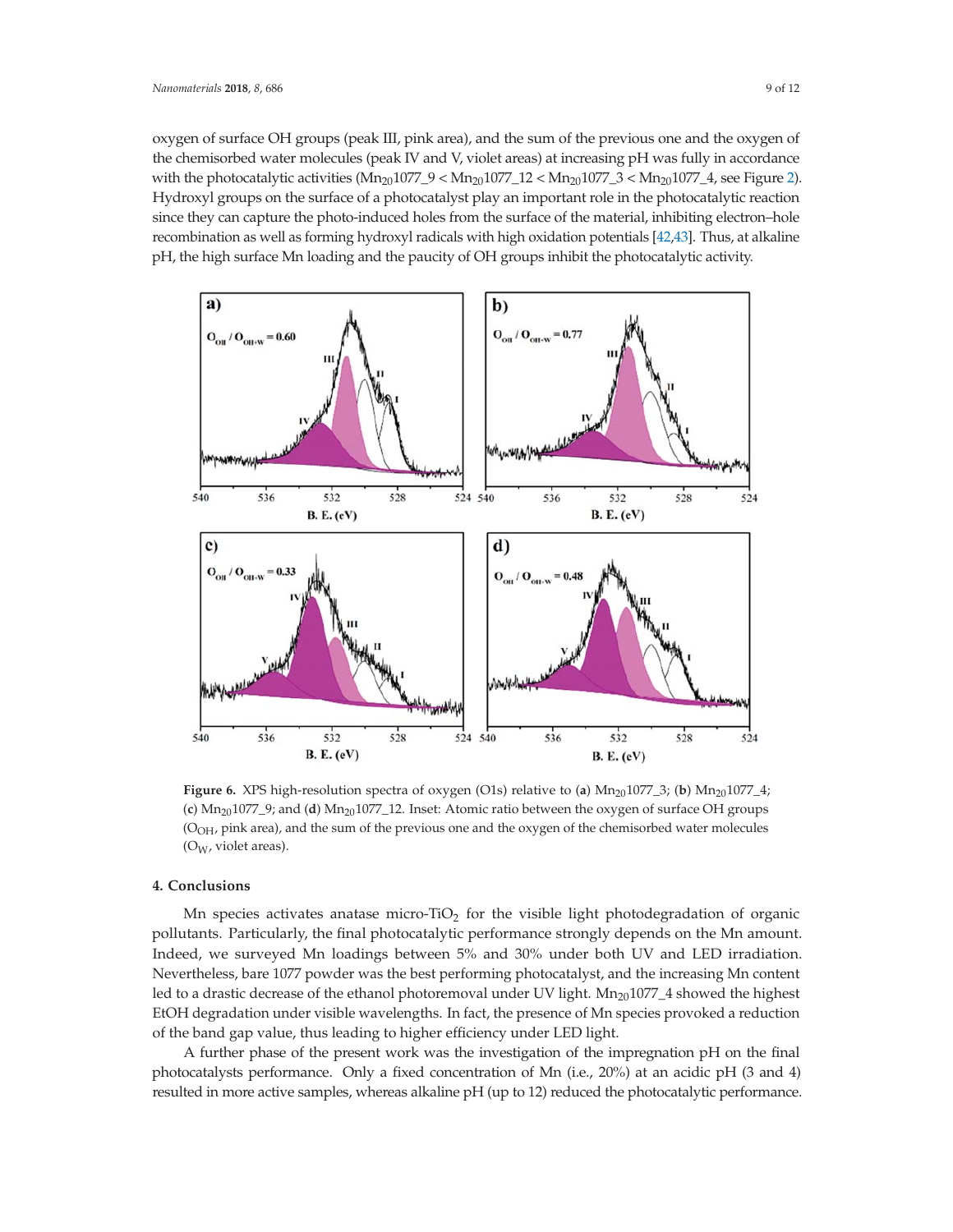oxygen of surface OH groups (peak III, pink area), and the sum of the previous one and the oxygen of the chemisorbed water molecules (peak IV and V, violet areas) at increasing pH was fully in accordance with the photocatalytic activities ($Mn_{20}1077\_9 < Mn_{20}1077\_12 < Mn_{20}1077\_3 < Mn_{20}1077\_4$, see Figure 2). Hydroxyl groups on the surface of a photocatalyst play an important role in the photocatalytic reaction since they can capture the photo-induced holes from the surface of the material, inhibiting electron–hole recombination as well as forming hydroxyl radicals with high oxidation potentials [42,43]. Thus, at alkaline pH, the high surface Mn loading and the paucity of OH groups inhibit the photocatalytic activity.

**Figure 6.** XPS high-resolution spectra of oxygen (O1s) relative to (**a**) $Mn_{20}1077\_3$; (**b**) $Mn_{20}1077\_4$; (**c**) $Mn_{20}1077\_9$; and (**d**) $Mn_{20}1077\_12$. Inset: Atomic ratio between the oxygen of surface OH groups ($O_{OH}$, pink area), and the sum of the previous one and the oxygen of the chemisorbed water molecules ($O_W$, violet areas).

## 4. Conclusions

Mn species activates anatase micro-$TiO_2$ for the visible light photodegradation of organic pollutants. Particularly, the final photocatalytic performance strongly depends on the Mn amount. Indeed, we surveyed Mn loadings between 5% and 30% under both UV and LED irradiation. Nevertheless, bare 1077 powder was the best performing photocatalyst, and the increasing Mn content led to a drastic decrease of the ethanol photoremoval under UV light. $Mn_{20}1077\_4$ showed the highest EtOH degradation under visible wavelengths. In fact, the presence of Mn species provoked a reduction of the band gap value, thus leading to higher efficiency under LED light.

A further phase of the present work was the investigation of the impregnation pH on the final photocatalysts performance. Only a fixed concentration of Mn (i.e., 20%) at an acidic pH (3 and 4) resulted in more active samples, whereas alkaline pH (up to 12) reduced the photocatalytic performance.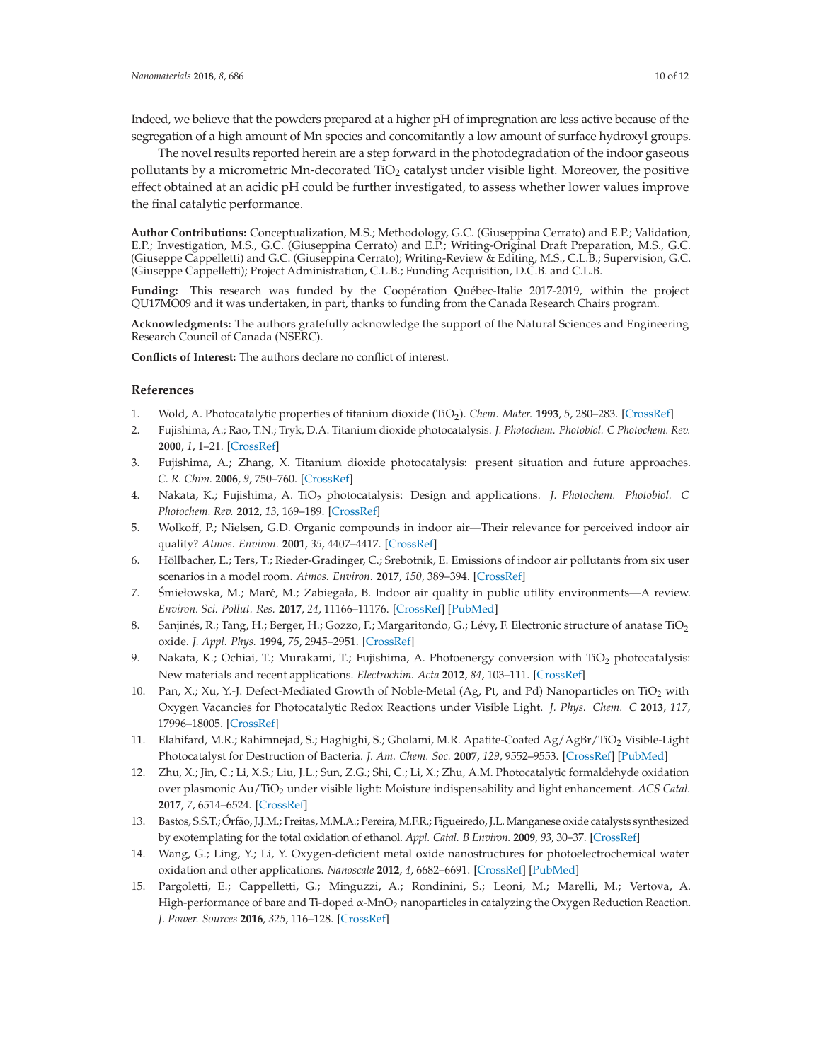Indeed, we believe that the powders prepared at a higher pH of impregnation are less active because of the segregation of a high amount of Mn species and concomitantly a low amount of surface hydroxyl groups.

The novel results reported herein are a step forward in the photodegradation of the indoor gaseous pollutants by a micrometric Mn-decorated $TiO_2$ catalyst under visible light. Moreover, the positive effect obtained at an acidic pH could be further investigated, to assess whether lower values improve the final catalytic performance.

**Author Contributions:** Conceptualization, M.S.; Methodology, G.C. (Giuseppina Cerrato) and E.P.; Validation, E.P.; Investigation, M.S., G.C. (Giuseppina Cerrato) and E.P.; Writing-Original Draft Preparation, M.S., G.C. (Giuseppe Cappelletti) and G.C. (Giuseppina Cerrato); Writing-Review & Editing, M.S., C.L.B.; Supervision, G.C. (Giuseppe Cappelletti); Project Administration, C.L.B.; Funding Acquisition, D.C.B. and C.L.B.

**Funding:** This research was funded by the Coopération Québec-Italie 2017-2019, within the project QU17MO09 and it was undertaken, in part, thanks to funding from the Canada Research Chairs program.

**Acknowledgments:** The authors gratefully acknowledge the support of the Natural Sciences and Engineering Research Council of Canada (NSERC).

**Conflicts of Interest:** The authors declare no conflict of interest.

## References

1. Wold, A. Photocatalytic properties of titanium dioxide ($TiO_2$). *Chem. Mater.* **1993**, *5*, 280–283. [CrossRef]
2. Fujishima, A.; Rao, T.N.; Tryk, D.A. Titanium dioxide photocatalysis. *J. Photochem. Photobiol. C Photochem. Rev.* **2000**, *1*, 1–21. [CrossRef]
3. Fujishima, A.; Zhang, X. Titanium dioxide photocatalysis: present situation and future approaches. *C. R. Chim.* **2006**, *9*, 750–760. [CrossRef]
4. Nakata, K.; Fujishima, A. $TiO_2$ photocatalysis: Design and applications. *J. Photochem. Photobiol. C Photochem. Rev.* **2012**, *13*, 169–189. [CrossRef]
5. Wolkoff, P.; Nielsen, G.D. Organic compounds in indoor air—Their relevance for perceived indoor air quality? *Atmos. Environ.* **2001**, *35*, 4407–4417. [CrossRef]
6. Höllbacher, E.; Ters, T.; Rieder-Gradinger, C.; Srebotnik, E. Emissions of indoor air pollutants from six user scenarios in a model room. *Atmos. Environ.* **2017**, *150*, 389–394. [CrossRef]
7. Śmiełowska, M.; Marć, M.; Zabiegała, B. Indoor air quality in public utility environments—A review. *Environ. Sci. Pollut. Res.* **2017**, *24*, 11166–11176. [CrossRef] [PubMed]
8. Sanjinés, R.; Tang, H.; Berger, H.; Gozzo, F.; Margaritondo, G.; Lévy, F. Electronic structure of anatase $TiO_2$ oxide. *J. Appl. Phys.* **1994**, *75*, 2945–2951. [CrossRef]
9. Nakata, K.; Ochiai, T.; Murakami, T.; Fujishima, A. Photoenergy conversion with $TiO_2$ photocatalysis: New materials and recent applications. *Electrochim. Acta* **2012**, *84*, 103–111. [CrossRef]
10. Pan, X.; Xu, Y.-J. Defect-Mediated Growth of Noble-Metal (Ag, Pt, and Pd) Nanoparticles on $TiO_2$ with Oxygen Vacancies for Photocatalytic Redox Reactions under Visible Light. *J. Phys. Chem. C* **2013**, *117*, 17996–18005. [CrossRef]
11. Elahifard, M.R.; Rahimnejad, S.; Haghighi, S.; Gholami, M.R. Apatite-Coated Ag/AgBr/$TiO_2$ Visible-Light Photocatalyst for Destruction of Bacteria. *J. Am. Chem. Soc.* **2007**, *129*, 9552–9553. [CrossRef] [PubMed]
12. Zhu, X.; Jin, C.; Li, X.S.; Liu, J.L.; Sun, Z.G.; Shi, C.; Li, X.; Zhu, A.M. Photocatalytic formaldehyde oxidation over plasmonic Au/$TiO_2$ under visible light: Moisture indispensability and light enhancement. *ACS Catal.* **2017**, *7*, 6514–6524. [CrossRef]
13. Bastos, S.S.T.; Órfão, J.J.M.; Freitas, M.M.A.; Pereira, M.F.R.; Figueiredo, J.L. Manganese oxide catalysts synthesized by exotemplating for the total oxidation of ethanol. *Appl. Catal. B Environ.* **2009**, *93*, 30–37. [CrossRef]
14. Wang, G.; Ling, Y.; Li, Y. Oxygen-deficient metal oxide nanostructures for photoelectrochemical water oxidation and other applications. *Nanoscale* **2012**, *4*, 6682–6691. [CrossRef] [PubMed]
15. Pargoletti, E.; Cappelletti, G.; Minguzzi, A.; Rondinini, S.; Leoni, M.; Marelli, M.; Vertova, A. High-performance of bare and Ti-doped $\alpha$-$MnO_2$ nanoparticles in catalyzing the Oxygen Reduction Reaction. *J. Power. Sources* **2016**, *325*, 116–128. [CrossRef]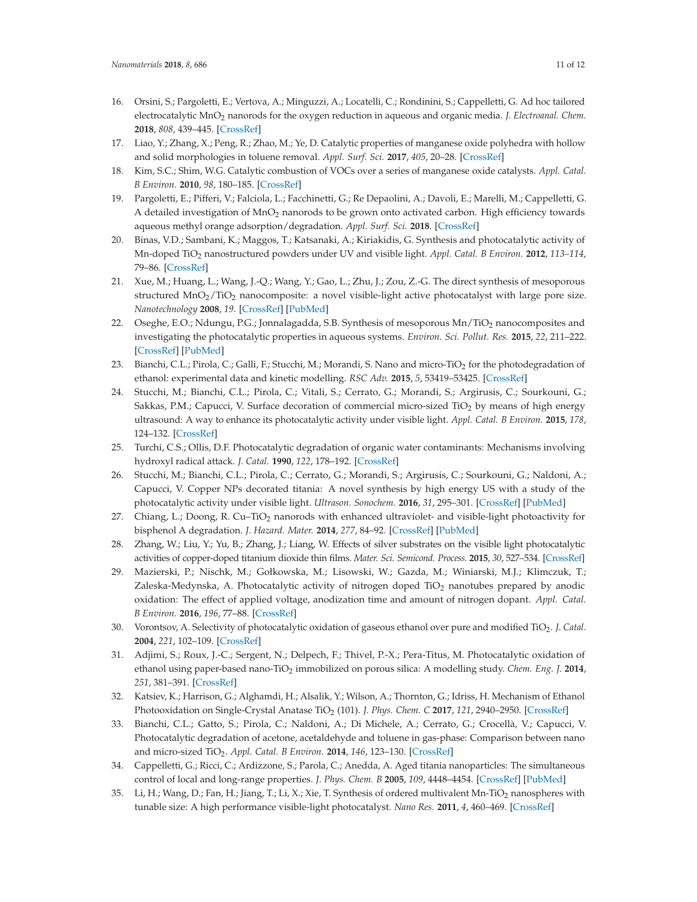16. Orsini, S.; Pargoletti, E.; Vertova, A.; Minguzzi, A.; Locatelli, C.; Rondinini, S.; Cappelletti, G. Ad hoc tailored electrocatalytic $MnO_2$ nanorods for the oxygen reduction in aqueous and organic media. *J. Electroanal. Chem.* **2018**, *808*, 439–445. [CrossRef]
17. Liao, Y.; Zhang, X.; Peng, R.; Zhao, M.; Ye, D. Catalytic properties of manganese oxide polyhedra with hollow and solid morphologies in toluene removal. *Appl. Surf. Sci.* **2017**, *405*, 20–28. [CrossRef]
18. Kim, S.C.; Shim, W.G. Catalytic combustion of VOCs over a series of manganese oxide catalysts. *Appl. Catal. B Environ.* **2010**, *98*, 180–185. [CrossRef]
19. Pargoletti, E.; Pifferi, V.; Falciola, L.; Facchinetti, G.; Re Depaolini, A.; Davoli, E.; Marelli, M.; Cappelletti, G. A detailed investigation of $MnO_2$ nanorods to be grown onto activated carbon. High efficiency towards aqueous methyl orange adsorption/degradation. *Appl. Surf. Sci.* **2018**. [CrossRef]
20. Binas, V.D.; Sambani, K.; Maggos, T.; Katsanaki, A.; Kiriakidis, G. Synthesis and photocatalytic activity of Mn-doped $TiO_2$ nanostructured powders under UV and visible light. *Appl. Catal. B Environ.* **2012**, *113–114*, 79–86. [CrossRef]
21. Xue, M.; Huang, L.; Wang, J.-Q.; Wang, Y.; Gao, L.; Zhu, J.; Zou, Z.-G. The direct synthesis of mesoporous structured $MnO_2/TiO_2$ nanocomposite: a novel visible-light active photocatalyst with large pore size. *Nanotechnology* **2008**, *19*. [CrossRef] [PubMed]
22. Oseghe, E.O.; Ndungu, P.G.; Jonnalagadda, S.B. Synthesis of mesoporous Mn/$TiO_2$ nanocomposites and investigating the photocatalytic properties in aqueous systems. *Environ. Sci. Pollut. Res.* **2015**, *22*, 211–222. [CrossRef] [PubMed]
23. Bianchi, C.L.; Pirola, C.; Galli, F.; Stucchi, M.; Morandi, S. Nano and micro-$TiO_2$ for the photodegradation of ethanol: experimental data and kinetic modelling. *RSC Adv.* **2015**, *5*, 53419–53425. [CrossRef]
24. Stucchi, M.; Bianchi, C.L.; Pirola, C.; Vitali, S.; Cerrato, G.; Morandi, S.; Argirusis, C.; Sourkouni, G.; Sakkas, P.M.; Capucci, V. Surface decoration of commercial micro-sized $TiO_2$ by means of high energy ultrasound: A way to enhance its photocatalytic activity under visible light. *Appl. Catal. B Environ.* **2015**, *178*, 124–132. [CrossRef]
25. Turchi, C.S.; Ollis, D.F. Photocatalytic degradation of organic water contaminants: Mechanisms involving hydroxyl radical attack. *J. Catal.* **1990**, *122*, 178–192. [CrossRef]
26. Stucchi, M.; Bianchi, C.L.; Pirola, C.; Cerrato, G.; Morandi, S.; Argirusis, C.; Sourkouni, G.; Naldoni, A.; Capucci, V. Copper NPs decorated titania: A novel synthesis by high energy US with a study of the photocatalytic activity under visible light. *Ultrason. Sonochem.* **2016**, *31*, 295–301. [CrossRef] [PubMed]
27. Chiang, L.; Doong, R. Cu–$TiO_2$ nanorods with enhanced ultraviolet- and visible-light photoactivity for bisphenol A degradation. *J. Hazard. Mater.* **2014**, *277*, 84–92. [CrossRef] [PubMed]
28. Zhang, W.; Liu, Y.; Yu, B.; Zhang, J.; Liang, W. Effects of silver substrates on the visible light photocatalytic activities of copper-doped titanium dioxide thin films. *Mater. Sci. Semicond. Process.* **2015**, *30*, 527–534. [CrossRef]
29. Mazierski, P.; Nischk, M.; Gołkowska, M.; Lisowski, W.; Gazda, M.; Winiarski, M.J.; Klimczuk, T.; Zaleska-Medynska, A. Photocatalytic activity of nitrogen doped $TiO_2$ nanotubes prepared by anodic oxidation: The effect of applied voltage, anodization time and amount of nitrogen dopant. *Appl. Catal. B Environ.* **2016**, *196*, 77–88. [CrossRef]
30. Vorontsov, A. Selectivity of photocatalytic oxidation of gaseous ethanol over pure and modified $TiO_2$. *J. Catal.* **2004**, *221*, 102–109. [CrossRef]
31. Adjimi, S.; Roux, J.-C.; Sergent, N.; Delpech, F.; Thivel, P.-X.; Pera-Titus, M. Photocatalytic oxidation of ethanol using paper-based nano-$TiO_2$ immobilized on porous silica: A modelling study. *Chem. Eng. J.* **2014**, *251*, 381–391. [CrossRef]
32. Katsiev, K.; Harrison, G.; Alghamdi, H.; Alsalik, Y.; Wilson, A.; Thornton, G.; Idriss, H. Mechanism of Ethanol Photooxidation on Single-Crystal Anatase $TiO_2$ (101). *J. Phys. Chem. C* **2017**, *121*, 2940–2950. [CrossRef]
33. Bianchi, C.L.; Gatto, S.; Pirola, C.; Naldoni, A.; Di Michele, A.; Cerrato, G.; Crocellà, V.; Capucci, V. Photocatalytic degradation of acetone, acetaldehyde and toluene in gas-phase: Comparison between nano and micro-sized $TiO_2$. *Appl. Catal. B Environ.* **2014**, *146*, 123–130. [CrossRef]
34. Cappelletti, G.; Ricci, C.; Ardizzone, S.; Parola, C.; Anedda, A. Aged titania nanoparticles: The simultaneous control of local and long-range properties. *J. Phys. Chem. B* **2005**, *109*, 4448–4454. [CrossRef] [PubMed]
35. Li, H.; Wang, D.; Fan, H.; Jiang, T.; Li, X.; Xie, T. Synthesis of ordered multivalent Mn-$TiO_2$ nanospheres with tunable size: A high performance visible-light photocatalyst. *Nano Res.* **2011**, *4*, 460–469. [CrossRef]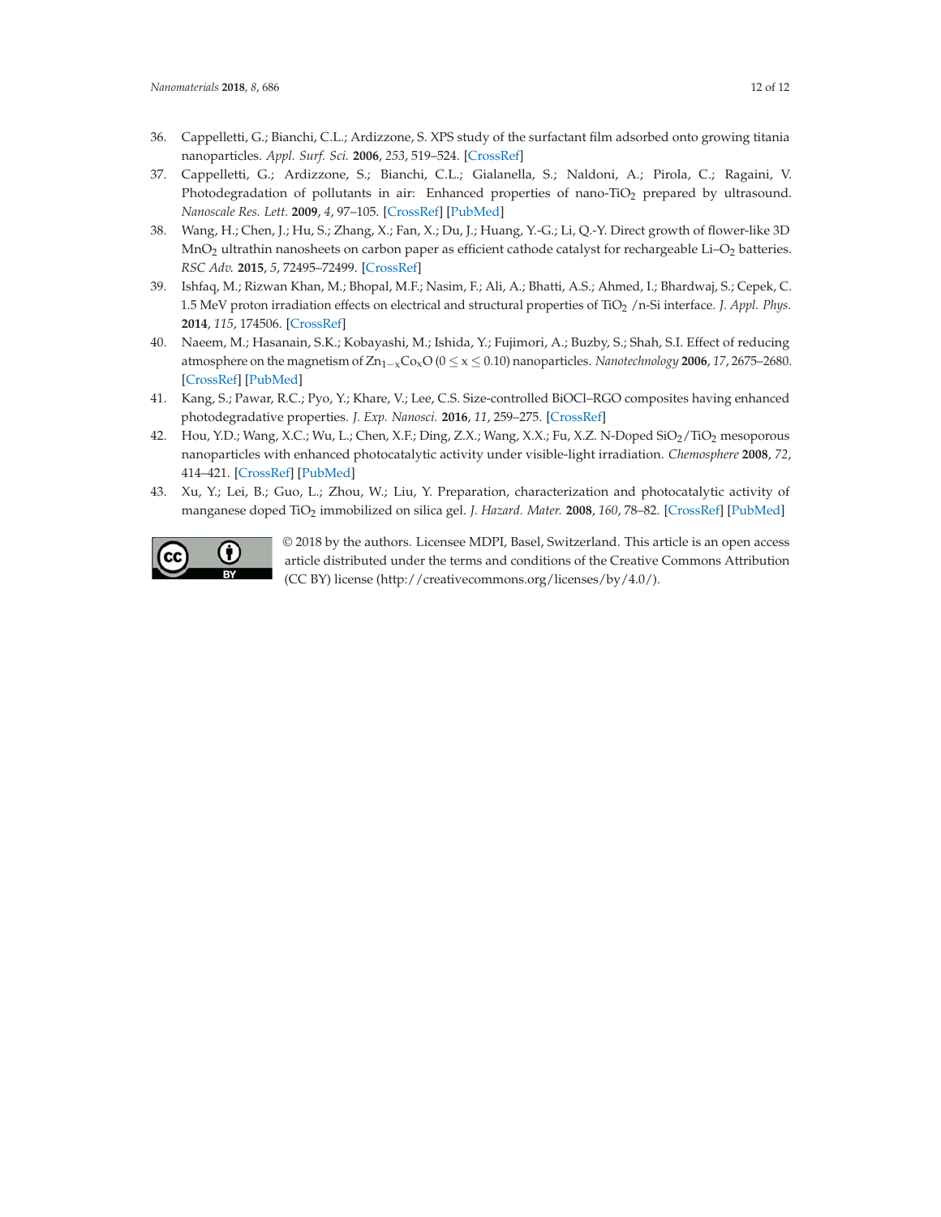36. Cappelletti, G.; Bianchi, C.L.; Ardizzone, S. XPS study of the surfactant film adsorbed onto growing titania nanoparticles. *Appl. Surf. Sci.* **2006**, *253*, 519–524. [CrossRef]
37. Cappelletti, G.; Ardizzone, S.; Bianchi, C.L.; Gialanella, S.; Naldoni, A.; Pirola, C.; Ragaini, V. Photodegradation of pollutants in air: Enhanced properties of nano-$TiO_2$ prepared by ultrasound. *Nanoscale Res. Lett.* **2009**, *4*, 97–105. [CrossRef] [PubMed]
38. Wang, H.; Chen, J.; Hu, S.; Zhang, X.; Fan, X.; Du, J.; Huang, Y.-G.; Li, Q.-Y. Direct growth of flower-like 3D $MnO_2$ ultrathin nanosheets on carbon paper as efficient cathode catalyst for rechargeable Li–$O_2$ batteries. *RSC Adv.* **2015**, *5*, 72495–72499. [CrossRef]
39. Ishfaq, M.; Rizwan Khan, M.; Bhopal, M.F.; Nasim, F.; Ali, A.; Bhatti, A.S.; Ahmed, I.; Bhardwaj, S.; Cepek, C. 1.5 MeV proton irradiation effects on electrical and structural properties of $TiO_2$ /n-Si interface. *J. Appl. Phys.* **2014**, *115*, 174506. [CrossRef]
40. Naeem, M.; Hasanain, S.K.; Kobayashi, M.; Ishida, Y.; Fujimori, A.; Buzby, S.; Shah, S.I. Effect of reducing atmosphere on the magnetism of $Zn_{1-x}Co_xO$ ($0 \leq x \leq 0.10$) nanoparticles. *Nanotechnology* **2006**, *17*, 2675–2680. [CrossRef] [PubMed]
41. Kang, S.; Pawar, R.C.; Pyo, Y.; Khare, V.; Lee, C.S. Size-controlled BiOCl–RGO composites having enhanced photodegradative properties. *J. Exp. Nanosci.* **2016**, *11*, 259–275. [CrossRef]
42. Hou, Y.D.; Wang, X.C.; Wu, L.; Chen, X.F.; Ding, Z.X.; Wang, X.X.; Fu, X.Z. N-Doped $SiO_2/TiO_2$ mesoporous nanoparticles with enhanced photocatalytic activity under visible-light irradiation. *Chemosphere* **2008**, *72*, 414–421. [CrossRef] [PubMed]
43. Xu, Y.; Lei, B.; Guo, L.; Zhou, W.; Liu, Y. Preparation, characterization and photocatalytic activity of manganese doped $TiO_2$ immobilized on silica gel. *J. Hazard. Mater.* **2008**, *160*, 78–82. [CrossRef] [PubMed]

© 2018 by the authors. Licensee MDPI, Basel, Switzerland. This article is an open access article distributed under the terms and conditions of the Creative Commons Attribution (CC BY) license (http://creativecommons.org/licenses/by/4.0/).